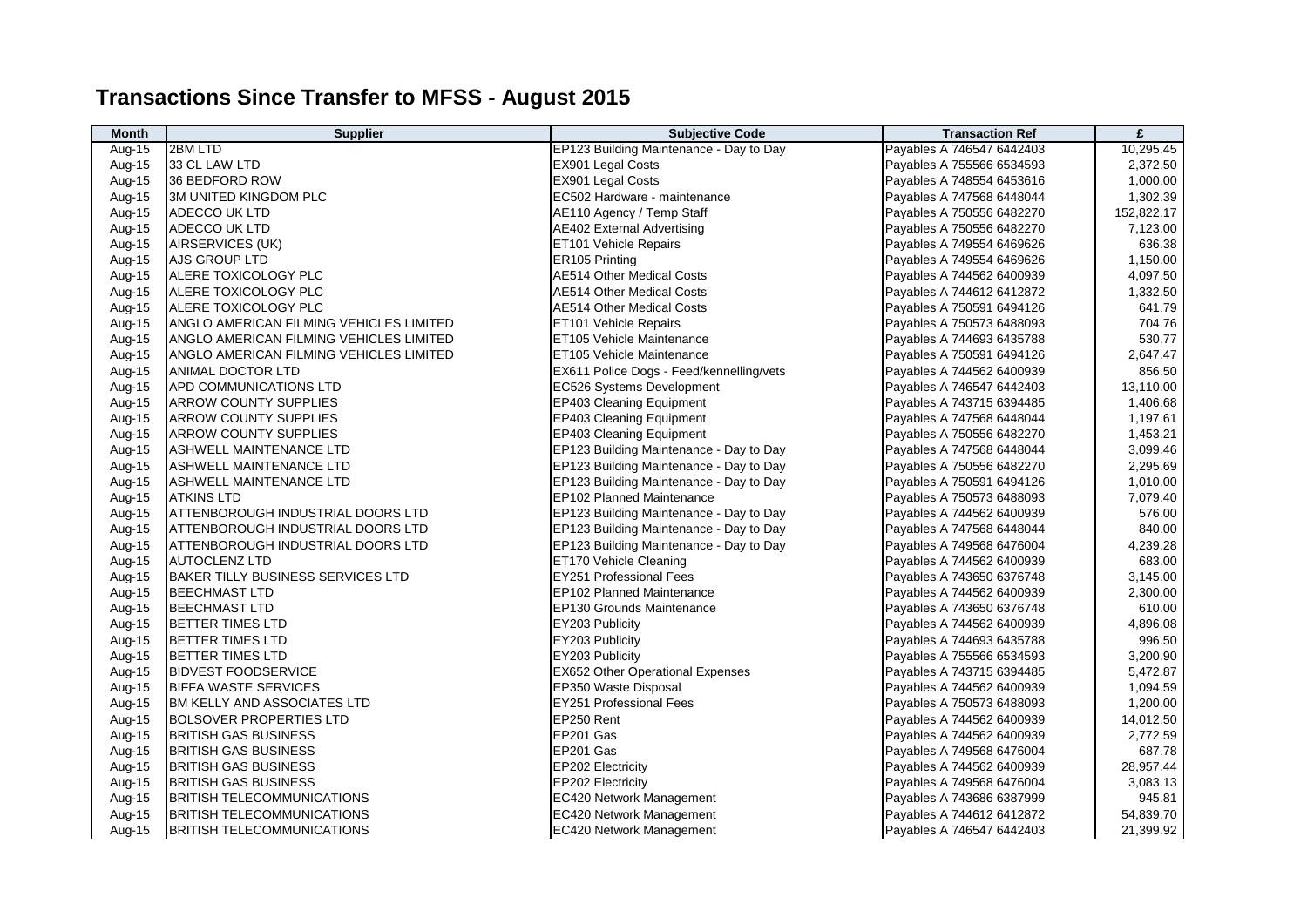# Transactions Since Transfer to MFSS - August 2015

| Month | Supplier | Subjective Code | Transaction Ref | £ |
|---|---|---|---|---|
| Aug-15 | 2BM LTD | EP123 Building Maintenance - Day to Day | Payables A 746547 6442403 | 10,295.45 |
| Aug-15 | 33 CL LAW LTD | EX901 Legal Costs | Payables A 755566 6534593 | 2,372.50 |
| Aug-15 | 36 BEDFORD ROW | EX901 Legal Costs | Payables A 748554 6453616 | 1,000.00 |
| Aug-15 | 3M UNITED KINGDOM PLC | EC502 Hardware - maintenance | Payables A 747568 6448044 | 1,302.39 |
| Aug-15 | ADECCO UK LTD | AE110 Agency / Temp Staff | Payables A 750556 6482270 | 152,822.17 |
| Aug-15 | ADECCO UK LTD | AE402 External Advertising | Payables A 750556 6482270 | 7,123.00 |
| Aug-15 | AIRSERVICES (UK) | ET101 Vehicle Repairs | Payables A 749554 6469626 | 636.38 |
| Aug-15 | AJS GROUP LTD | ER105 Printing | Payables A 749554 6469626 | 1,150.00 |
| Aug-15 | ALERE TOXICOLOGY PLC | AE514 Other Medical Costs | Payables A 744562 6400939 | 4,097.50 |
| Aug-15 | ALERE TOXICOLOGY PLC | AE514 Other Medical Costs | Payables A 744612 6412872 | 1,332.50 |
| Aug-15 | ALERE TOXICOLOGY PLC | AE514 Other Medical Costs | Payables A 750591 6494126 | 641.79 |
| Aug-15 | ANGLO AMERICAN FILMING VEHICLES LIMITED | ET101 Vehicle Repairs | Payables A 750573 6488093 | 704.76 |
| Aug-15 | ANGLO AMERICAN FILMING VEHICLES LIMITED | ET105 Vehicle Maintenance | Payables A 744693 6435788 | 530.77 |
| Aug-15 | ANGLO AMERICAN FILMING VEHICLES LIMITED | ET105 Vehicle Maintenance | Payables A 750591 6494126 | 2,647.47 |
| Aug-15 | ANIMAL DOCTOR LTD | EX611 Police Dogs - Feed/kennelling/vets | Payables A 744562 6400939 | 856.50 |
| Aug-15 | APD COMMUNICATIONS LTD | EC526 Systems Development | Payables A 746547 6442403 | 13,110.00 |
| Aug-15 | ARROW COUNTY SUPPLIES | EP403 Cleaning Equipment | Payables A 743715 6394485 | 1,406.68 |
| Aug-15 | ARROW COUNTY SUPPLIES | EP403 Cleaning Equipment | Payables A 747568 6448044 | 1,197.61 |
| Aug-15 | ARROW COUNTY SUPPLIES | EP403 Cleaning Equipment | Payables A 750556 6482270 | 1,453.21 |
| Aug-15 | ASHWELL MAINTENANCE LTD | EP123 Building Maintenance - Day to Day | Payables A 747568 6448044 | 3,099.46 |
| Aug-15 | ASHWELL MAINTENANCE LTD | EP123 Building Maintenance - Day to Day | Payables A 750556 6482270 | 2,295.69 |
| Aug-15 | ASHWELL MAINTENANCE LTD | EP123 Building Maintenance - Day to Day | Payables A 750591 6494126 | 1,010.00 |
| Aug-15 | ATKINS LTD | EP102 Planned Maintenance | Payables A 750573 6488093 | 7,079.40 |
| Aug-15 | ATTENBOROUGH INDUSTRIAL DOORS LTD | EP123 Building Maintenance - Day to Day | Payables A 744562 6400939 | 576.00 |
| Aug-15 | ATTENBOROUGH INDUSTRIAL DOORS LTD | EP123 Building Maintenance - Day to Day | Payables A 747568 6448044 | 840.00 |
| Aug-15 | ATTENBOROUGH INDUSTRIAL DOORS LTD | EP123 Building Maintenance - Day to Day | Payables A 749568 6476004 | 4,239.28 |
| Aug-15 | AUTOCLENZ LTD | ET170 Vehicle Cleaning | Payables A 744562 6400939 | 683.00 |
| Aug-15 | BAKER TILLY BUSINESS SERVICES LTD | EY251 Professional Fees | Payables A 743650 6376748 | 3,145.00 |
| Aug-15 | BEECHMAST LTD | EP102 Planned Maintenance | Payables A 744562 6400939 | 2,300.00 |
| Aug-15 | BEECHMAST LTD | EP130 Grounds Maintenance | Payables A 743650 6376748 | 610.00 |
| Aug-15 | BETTER TIMES LTD | EY203 Publicity | Payables A 744562 6400939 | 4,896.08 |
| Aug-15 | BETTER TIMES LTD | EY203 Publicity | Payables A 744693 6435788 | 996.50 |
| Aug-15 | BETTER TIMES LTD | EY203 Publicity | Payables A 755566 6534593 | 3,200.90 |
| Aug-15 | BIDVEST FOODSERVICE | EX652 Other Operational Expenses | Payables A 743715 6394485 | 5,472.87 |
| Aug-15 | BIFFA WASTE SERVICES | EP350 Waste Disposal | Payables A 744562 6400939 | 1,094.59 |
| Aug-15 | BM KELLY AND ASSOCIATES LTD | EY251 Professional Fees | Payables A 750573 6488093 | 1,200.00 |
| Aug-15 | BOLSOVER PROPERTIES LTD | EP250 Rent | Payables A 744562 6400939 | 14,012.50 |
| Aug-15 | BRITISH GAS BUSINESS | EP201 Gas | Payables A 744562 6400939 | 2,772.59 |
| Aug-15 | BRITISH GAS BUSINESS | EP201 Gas | Payables A 749568 6476004 | 687.78 |
| Aug-15 | BRITISH GAS BUSINESS | EP202 Electricity | Payables A 744562 6400939 | 28,957.44 |
| Aug-15 | BRITISH GAS BUSINESS | EP202 Electricity | Payables A 749568 6476004 | 3,083.13 |
| Aug-15 | BRITISH TELECOMMUNICATIONS | EC420 Network Management | Payables A 743686 6387999 | 945.81 |
| Aug-15 | BRITISH TELECOMMUNICATIONS | EC420 Network Management | Payables A 744612 6412872 | 54,839.70 |
| Aug-15 | BRITISH TELECOMMUNICATIONS | EC420 Network Management | Payables A 746547 6442403 | 21,399.92 |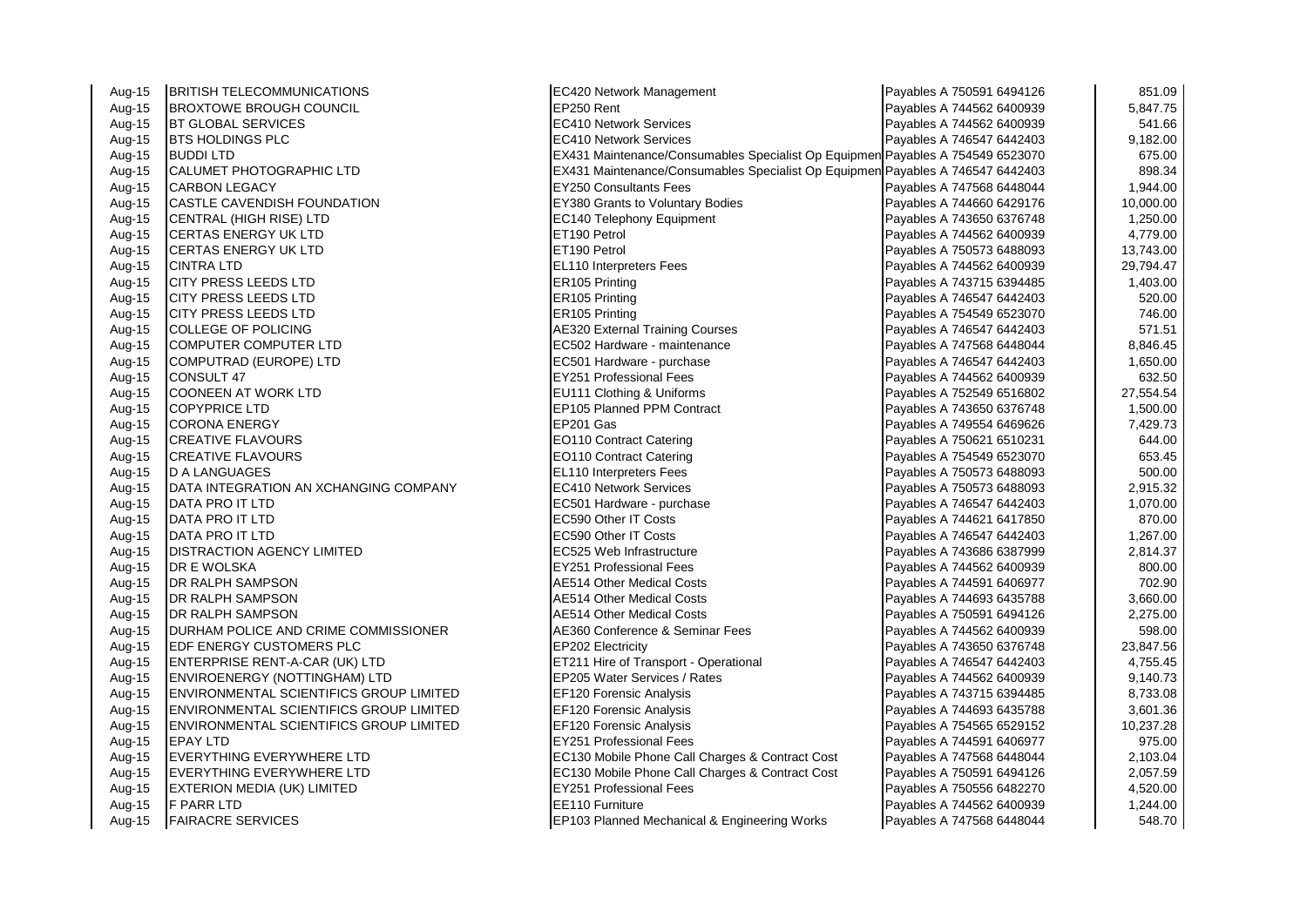| | | | | |
|---|---|---|---|---|
| Aug-15 | BRITISH TELECOMMUNICATIONS | EC420 Network Management | Payables A 750591 6494126 | 851.09 |
| Aug-15 | BROXTOWE BROUGH COUNCIL | EP250 Rent | Payables A 744562 6400939 | 5,847.75 |
| Aug-15 | BT GLOBAL SERVICES | EC410 Network Services | Payables A 744562 6400939 | 541.66 |
| Aug-15 | BTS HOLDINGS PLC | EC410 Network Services | Payables A 746547 6442403 | 9,182.00 |
| Aug-15 | BUDDI LTD | EX431 Maintenance/Consumables Specialist Op Equipmen | Payables A 754549 6523070 | 675.00 |
| Aug-15 | CALUMET PHOTOGRAPHIC LTD | EX431 Maintenance/Consumables Specialist Op Equipmen | Payables A 746547 6442403 | 898.34 |
| Aug-15 | CARBON LEGACY | EY250 Consultants Fees | Payables A 747568 6448044 | 1,944.00 |
| Aug-15 | CASTLE CAVENDISH FOUNDATION | EY380 Grants to Voluntary Bodies | Payables A 744660 6429176 | 10,000.00 |
| Aug-15 | CENTRAL (HIGH RISE) LTD | EC140 Telephony Equipment | Payables A 743650 6376748 | 1,250.00 |
| Aug-15 | CERTAS ENERGY UK LTD | ET190 Petrol | Payables A 744562 6400939 | 4,779.00 |
| Aug-15 | CERTAS ENERGY UK LTD | ET190 Petrol | Payables A 750573 6488093 | 13,743.00 |
| Aug-15 | CINTRA LTD | EL110 Interpreters Fees | Payables A 744562 6400939 | 29,794.47 |
| Aug-15 | CITY PRESS LEEDS LTD | ER105 Printing | Payables A 743715 6394485 | 1,403.00 |
| Aug-15 | CITY PRESS LEEDS LTD | ER105 Printing | Payables A 746547 6442403 | 520.00 |
| Aug-15 | CITY PRESS LEEDS LTD | ER105 Printing | Payables A 754549 6523070 | 746.00 |
| Aug-15 | COLLEGE OF POLICING | AE320 External Training Courses | Payables A 746547 6442403 | 571.51 |
| Aug-15 | COMPUTER COMPUTER LTD | EC502 Hardware - maintenance | Payables A 747568 6448044 | 8,846.45 |
| Aug-15 | COMPUTRAD (EUROPE) LTD | EC501 Hardware - purchase | Payables A 746547 6442403 | 1,650.00 |
| Aug-15 | CONSULT 47 | EY251 Professional Fees | Payables A 744562 6400939 | 632.50 |
| Aug-15 | COONEEN AT WORK LTD | EU111 Clothing & Uniforms | Payables A 752549 6516802 | 27,554.54 |
| Aug-15 | COPYPRICE LTD | EP105 Planned PPM Contract | Payables A 743650 6376748 | 1,500.00 |
| Aug-15 | CORONA ENERGY | EP201 Gas | Payables A 749554 6469626 | 7,429.73 |
| Aug-15 | CREATIVE FLAVOURS | EO110 Contract Catering | Payables A 750621 6510231 | 644.00 |
| Aug-15 | CREATIVE FLAVOURS | EO110 Contract Catering | Payables A 754549 6523070 | 653.45 |
| Aug-15 | D A LANGUAGES | EL110 Interpreters Fees | Payables A 750573 6488093 | 500.00 |
| Aug-15 | DATA INTEGRATION AN XCHANGING COMPANY | EC410 Network Services | Payables A 750573 6488093 | 2,915.32 |
| Aug-15 | DATA PRO IT LTD | EC501 Hardware - purchase | Payables A 746547 6442403 | 1,070.00 |
| Aug-15 | DATA PRO IT LTD | EC590 Other IT Costs | Payables A 744621 6417850 | 870.00 |
| Aug-15 | DATA PRO IT LTD | EC590 Other IT Costs | Payables A 746547 6442403 | 1,267.00 |
| Aug-15 | DISTRACTION AGENCY LIMITED | EC525 Web Infrastructure | Payables A 743686 6387999 | 2,814.37 |
| Aug-15 | DR E WOLSKA | EY251 Professional Fees | Payables A 744562 6400939 | 800.00 |
| Aug-15 | DR RALPH SAMPSON | AE514 Other Medical Costs | Payables A 744591 6406977 | 702.90 |
| Aug-15 | DR RALPH SAMPSON | AE514 Other Medical Costs | Payables A 744693 6435788 | 3,660.00 |
| Aug-15 | DR RALPH SAMPSON | AE514 Other Medical Costs | Payables A 750591 6494126 | 2,275.00 |
| Aug-15 | DURHAM POLICE AND CRIME COMMISSIONER | AE360 Conference & Seminar Fees | Payables A 744562 6400939 | 598.00 |
| Aug-15 | EDF ENERGY CUSTOMERS PLC | EP202 Electricity | Payables A 743650 6376748 | 23,847.56 |
| Aug-15 | ENTERPRISE RENT-A-CAR (UK) LTD | ET211 Hire of Transport - Operational | Payables A 746547 6442403 | 4,755.45 |
| Aug-15 | ENVIROENERGY (NOTTINGHAM) LTD | EP205 Water Services / Rates | Payables A 744562 6400939 | 9,140.73 |
| Aug-15 | ENVIRONMENTAL SCIENTIFICS GROUP LIMITED | EF120 Forensic Analysis | Payables A 743715 6394485 | 8,733.08 |
| Aug-15 | ENVIRONMENTAL SCIENTIFICS GROUP LIMITED | EF120 Forensic Analysis | Payables A 744693 6435788 | 3,601.36 |
| Aug-15 | ENVIRONMENTAL SCIENTIFICS GROUP LIMITED | EF120 Forensic Analysis | Payables A 754565 6529152 | 10,237.28 |
| Aug-15 | EPAY LTD | EY251 Professional Fees | Payables A 744591 6406977 | 975.00 |
| Aug-15 | EVERYTHING EVERYWHERE LTD | EC130 Mobile Phone Call Charges & Contract Cost | Payables A 747568 6448044 | 2,103.04 |
| Aug-15 | EVERYTHING EVERYWHERE LTD | EC130 Mobile Phone Call Charges & Contract Cost | Payables A 750591 6494126 | 2,057.59 |
| Aug-15 | EXTERION MEDIA (UK) LIMITED | EY251 Professional Fees | Payables A 750556 6482270 | 4,520.00 |
| Aug-15 | F PARR LTD | EE110 Furniture | Payables A 744562 6400939 | 1,244.00 |
| Aug-15 | FAIRACRE SERVICES | EP103 Planned Mechanical & Engineering Works | Payables A 747568 6448044 | 548.70 |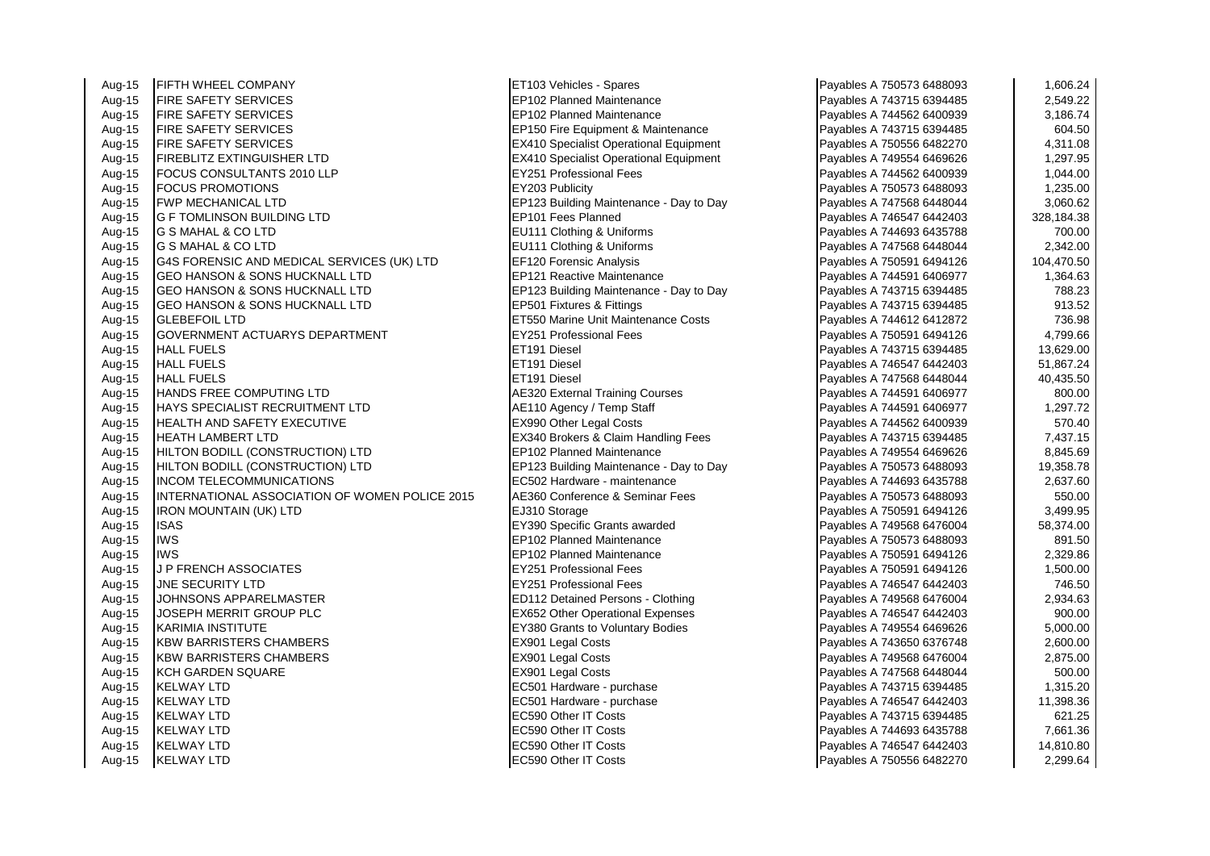| | | | | |
|---|---|---|---|---|
| Aug-15 | FIFTH WHEEL COMPANY | ET103 Vehicles - Spares | Payables A 750573 6488093 | 1,606.24 |
| Aug-15 | FIRE SAFETY SERVICES | EP102 Planned Maintenance | Payables A 743715 6394485 | 2,549.22 |
| Aug-15 | FIRE SAFETY SERVICES | EP102 Planned Maintenance | Payables A 744562 6400939 | 3,186.74 |
| Aug-15 | FIRE SAFETY SERVICES | EP150 Fire Equipment & Maintenance | Payables A 743715 6394485 | 604.50 |
| Aug-15 | FIRE SAFETY SERVICES | EX410 Specialist Operational Equipment | Payables A 750556 6482270 | 4,311.08 |
| Aug-15 | FIREBLITZ EXTINGUISHER LTD | EX410 Specialist Operational Equipment | Payables A 749554 6469626 | 1,297.95 |
| Aug-15 | FOCUS CONSULTANTS 2010 LLP | EY251 Professional Fees | Payables A 744562 6400939 | 1,044.00 |
| Aug-15 | FOCUS PROMOTIONS | EY203 Publicity | Payables A 750573 6488093 | 1,235.00 |
| Aug-15 | FWP MECHANICAL LTD | EP123 Building Maintenance - Day to Day | Payables A 747568 6448044 | 3,060.62 |
| Aug-15 | G F TOMLINSON BUILDING LTD | EP101 Fees Planned | Payables A 746547 6442403 | 328,184.38 |
| Aug-15 | G S MAHAL & CO LTD | EU111 Clothing & Uniforms | Payables A 744693 6435788 | 700.00 |
| Aug-15 | G S MAHAL & CO LTD | EU111 Clothing & Uniforms | Payables A 747568 6448044 | 2,342.00 |
| Aug-15 | G4S FORENSIC AND MEDICAL SERVICES (UK) LTD | EF120 Forensic Analysis | Payables A 750591 6494126 | 104,470.50 |
| Aug-15 | GEO HANSON & SONS HUCKNALL LTD | EP121 Reactive Maintenance | Payables A 744591 6406977 | 1,364.63 |
| Aug-15 | GEO HANSON & SONS HUCKNALL LTD | EP123 Building Maintenance - Day to Day | Payables A 743715 6394485 | 788.23 |
| Aug-15 | GEO HANSON & SONS HUCKNALL LTD | EP501 Fixtures & Fittings | Payables A 743715 6394485 | 913.52 |
| Aug-15 | GLEBEFOIL LTD | ET550 Marine Unit Maintenance Costs | Payables A 744612 6412872 | 736.98 |
| Aug-15 | GOVERNMENT ACTUARYS DEPARTMENT | EY251 Professional Fees | Payables A 750591 6494126 | 4,799.66 |
| Aug-15 | HALL FUELS | ET191 Diesel | Payables A 743715 6394485 | 13,629.00 |
| Aug-15 | HALL FUELS | ET191 Diesel | Payables A 746547 6442403 | 51,867.24 |
| Aug-15 | HALL FUELS | ET191 Diesel | Payables A 747568 6448044 | 40,435.50 |
| Aug-15 | HANDS FREE COMPUTING LTD | AE320 External Training Courses | Payables A 744591 6406977 | 800.00 |
| Aug-15 | HAYS SPECIALIST RECRUITMENT LTD | AE110 Agency / Temp Staff | Payables A 744591 6406977 | 1,297.72 |
| Aug-15 | HEALTH AND SAFETY EXECUTIVE | EX990 Other Legal Costs | Payables A 744562 6400939 | 570.40 |
| Aug-15 | HEATH LAMBERT LTD | EX340 Brokers & Claim Handling Fees | Payables A 743715 6394485 | 7,437.15 |
| Aug-15 | HILTON BODILL (CONSTRUCTION) LTD | EP102 Planned Maintenance | Payables A 749554 6469626 | 8,845.69 |
| Aug-15 | HILTON BODILL (CONSTRUCTION) LTD | EP123 Building Maintenance - Day to Day | Payables A 750573 6488093 | 19,358.78 |
| Aug-15 | INCOM TELECOMMUNICATIONS | EC502 Hardware - maintenance | Payables A 744693 6435788 | 2,637.60 |
| Aug-15 | INTERNATIONAL ASSOCIATION OF WOMEN POLICE 2015 | AE360 Conference & Seminar Fees | Payables A 750573 6488093 | 550.00 |
| Aug-15 | IRON MOUNTAIN (UK) LTD | EJ310 Storage | Payables A 750591 6494126 | 3,499.95 |
| Aug-15 | ISAS | EY390 Specific Grants awarded | Payables A 749568 6476004 | 58,374.00 |
| Aug-15 | IWS | EP102 Planned Maintenance | Payables A 750573 6488093 | 891.50 |
| Aug-15 | IWS | EP102 Planned Maintenance | Payables A 750591 6494126 | 2,329.86 |
| Aug-15 | J P FRENCH ASSOCIATES | EY251 Professional Fees | Payables A 750591 6494126 | 1,500.00 |
| Aug-15 | JNE SECURITY LTD | EY251 Professional Fees | Payables A 746547 6442403 | 746.50 |
| Aug-15 | JOHNSONS APPARELMASTER | ED112 Detained Persons - Clothing | Payables A 749568 6476004 | 2,934.63 |
| Aug-15 | JOSEPH MERRIT GROUP PLC | EX652 Other Operational Expenses | Payables A 746547 6442403 | 900.00 |
| Aug-15 | KARIMIA INSTITUTE | EY380 Grants to Voluntary Bodies | Payables A 749554 6469626 | 5,000.00 |
| Aug-15 | KBW BARRISTERS CHAMBERS | EX901 Legal Costs | Payables A 743650 6376748 | 2,600.00 |
| Aug-15 | KBW BARRISTERS CHAMBERS | EX901 Legal Costs | Payables A 749568 6476004 | 2,875.00 |
| Aug-15 | KCH GARDEN SQUARE | EX901 Legal Costs | Payables A 747568 6448044 | 500.00 |
| Aug-15 | KELWAY LTD | EC501 Hardware - purchase | Payables A 743715 6394485 | 1,315.20 |
| Aug-15 | KELWAY LTD | EC501 Hardware - purchase | Payables A 746547 6442403 | 11,398.36 |
| Aug-15 | KELWAY LTD | EC590 Other IT Costs | Payables A 743715 6394485 | 621.25 |
| Aug-15 | KELWAY LTD | EC590 Other IT Costs | Payables A 744693 6435788 | 7,661.36 |
| Aug-15 | KELWAY LTD | EC590 Other IT Costs | Payables A 746547 6442403 | 14,810.80 |
| Aug-15 | KELWAY LTD | EC590 Other IT Costs | Payables A 750556 6482270 | 2,299.64 |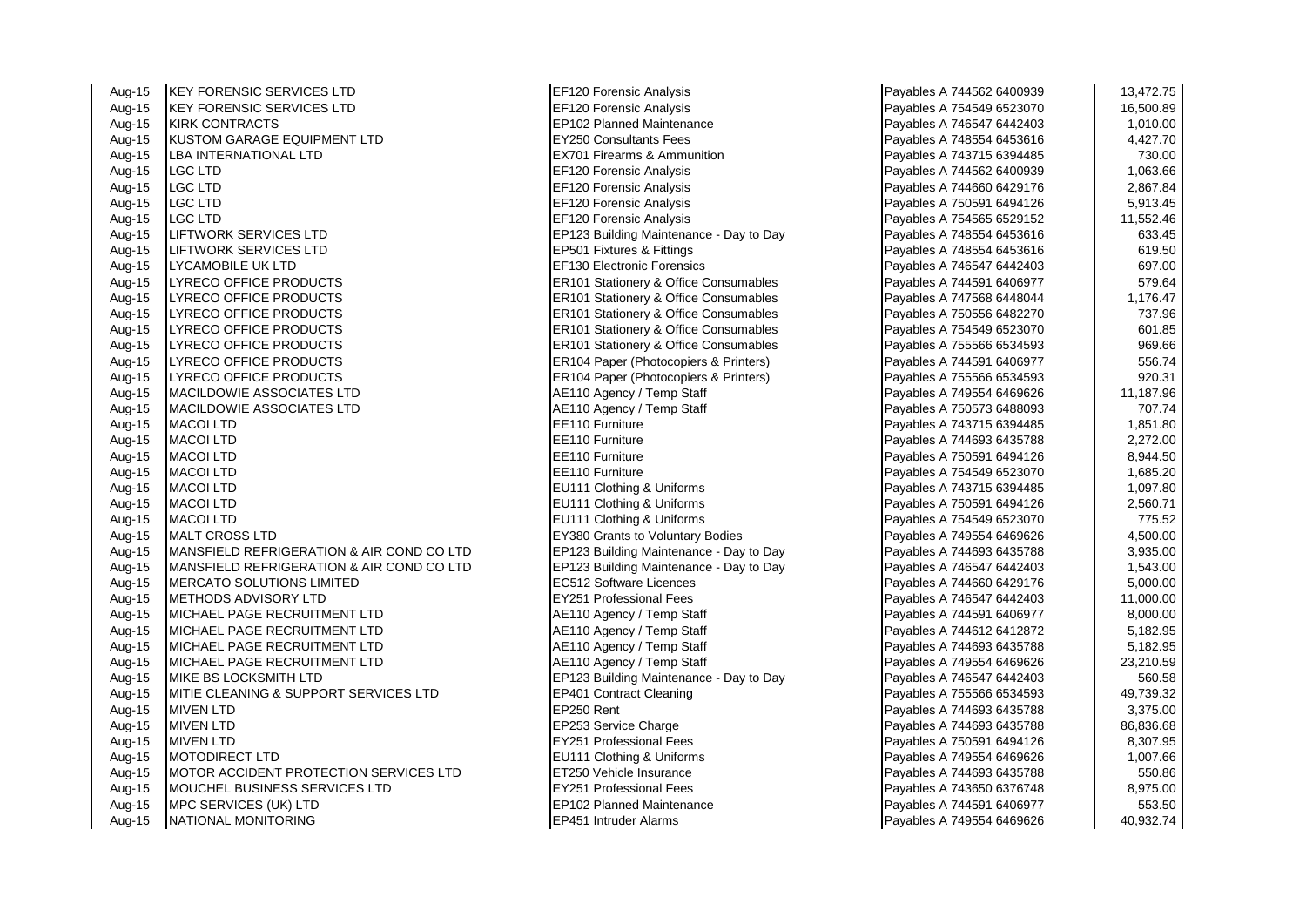| | | | | |
|---|---|---|---|---|
| Aug-15 | KEY FORENSIC SERVICES LTD | EF120 Forensic Analysis | Payables A 744562 6400939 | 13,472.75 |
| Aug-15 | KEY FORENSIC SERVICES LTD | EF120 Forensic Analysis | Payables A 754549 6523070 | 16,500.89 |
| Aug-15 | KIRK CONTRACTS | EP102 Planned Maintenance | Payables A 746547 6442403 | 1,010.00 |
| Aug-15 | KUSTOM GARAGE EQUIPMENT LTD | EY250 Consultants Fees | Payables A 748554 6453616 | 4,427.70 |
| Aug-15 | LBA INTERNATIONAL LTD | EX701 Firearms & Ammunition | Payables A 743715 6394485 | 730.00 |
| Aug-15 | LGC LTD | EF120 Forensic Analysis | Payables A 744562 6400939 | 1,063.66 |
| Aug-15 | LGC LTD | EF120 Forensic Analysis | Payables A 744660 6429176 | 2,867.84 |
| Aug-15 | LGC LTD | EF120 Forensic Analysis | Payables A 750591 6494126 | 5,913.45 |
| Aug-15 | LGC LTD | EF120 Forensic Analysis | Payables A 754565 6529152 | 11,552.46 |
| Aug-15 | LIFTWORK SERVICES LTD | EP123 Building Maintenance - Day to Day | Payables A 748554 6453616 | 633.45 |
| Aug-15 | LIFTWORK SERVICES LTD | EP501 Fixtures & Fittings | Payables A 748554 6453616 | 619.50 |
| Aug-15 | LYCAMOBILE UK LTD | EF130 Electronic Forensics | Payables A 746547 6442403 | 697.00 |
| Aug-15 | LYRECO OFFICE PRODUCTS | ER101 Stationery & Office Consumables | Payables A 744591 6406977 | 579.64 |
| Aug-15 | LYRECO OFFICE PRODUCTS | ER101 Stationery & Office Consumables | Payables A 747568 6448044 | 1,176.47 |
| Aug-15 | LYRECO OFFICE PRODUCTS | ER101 Stationery & Office Consumables | Payables A 750556 6482270 | 737.96 |
| Aug-15 | LYRECO OFFICE PRODUCTS | ER101 Stationery & Office Consumables | Payables A 754549 6523070 | 601.85 |
| Aug-15 | LYRECO OFFICE PRODUCTS | ER101 Stationery & Office Consumables | Payables A 755566 6534593 | 969.66 |
| Aug-15 | LYRECO OFFICE PRODUCTS | ER104 Paper (Photocopiers & Printers) | Payables A 744591 6406977 | 556.74 |
| Aug-15 | LYRECO OFFICE PRODUCTS | ER104 Paper (Photocopiers & Printers) | Payables A 755566 6534593 | 920.31 |
| Aug-15 | MACILDOWIE ASSOCIATES LTD | AE110 Agency / Temp Staff | Payables A 749554 6469626 | 11,187.96 |
| Aug-15 | MACILDOWIE ASSOCIATES LTD | AE110 Agency / Temp Staff | Payables A 750573 6488093 | 707.74 |
| Aug-15 | MACOI LTD | EE110 Furniture | Payables A 743715 6394485 | 1,851.80 |
| Aug-15 | MACOI LTD | EE110 Furniture | Payables A 744693 6435788 | 2,272.00 |
| Aug-15 | MACOI LTD | EE110 Furniture | Payables A 750591 6494126 | 8,944.50 |
| Aug-15 | MACOI LTD | EE110 Furniture | Payables A 754549 6523070 | 1,685.20 |
| Aug-15 | MACOI LTD | EU111 Clothing & Uniforms | Payables A 743715 6394485 | 1,097.80 |
| Aug-15 | MACOI LTD | EU111 Clothing & Uniforms | Payables A 750591 6494126 | 2,560.71 |
| Aug-15 | MACOI LTD | EU111 Clothing & Uniforms | Payables A 754549 6523070 | 775.52 |
| Aug-15 | MALT CROSS LTD | EY380 Grants to Voluntary Bodies | Payables A 749554 6469626 | 4,500.00 |
| Aug-15 | MANSFIELD REFRIGERATION & AIR COND CO LTD | EP123 Building Maintenance - Day to Day | Payables A 744693 6435788 | 3,935.00 |
| Aug-15 | MANSFIELD REFRIGERATION & AIR COND CO LTD | EP123 Building Maintenance - Day to Day | Payables A 746547 6442403 | 1,543.00 |
| Aug-15 | MERCATO SOLUTIONS LIMITED | EC512 Software Licences | Payables A 744660 6429176 | 5,000.00 |
| Aug-15 | METHODS ADVISORY LTD | EY251 Professional Fees | Payables A 746547 6442403 | 11,000.00 |
| Aug-15 | MICHAEL PAGE RECRUITMENT LTD | AE110 Agency / Temp Staff | Payables A 744591 6406977 | 8,000.00 |
| Aug-15 | MICHAEL PAGE RECRUITMENT LTD | AE110 Agency / Temp Staff | Payables A 744612 6412872 | 5,182.95 |
| Aug-15 | MICHAEL PAGE RECRUITMENT LTD | AE110 Agency / Temp Staff | Payables A 744693 6435788 | 5,182.95 |
| Aug-15 | MICHAEL PAGE RECRUITMENT LTD | AE110 Agency / Temp Staff | Payables A 749554 6469626 | 23,210.59 |
| Aug-15 | MIKE BS LOCKSMITH LTD | EP123 Building Maintenance - Day to Day | Payables A 746547 6442403 | 560.58 |
| Aug-15 | MITIE CLEANING & SUPPORT SERVICES LTD | EP401 Contract Cleaning | Payables A 755566 6534593 | 49,739.32 |
| Aug-15 | MIVEN LTD | EP250 Rent | Payables A 744693 6435788 | 3,375.00 |
| Aug-15 | MIVEN LTD | EP253 Service Charge | Payables A 744693 6435788 | 86,836.68 |
| Aug-15 | MIVEN LTD | EY251 Professional Fees | Payables A 750591 6494126 | 8,307.95 |
| Aug-15 | MOTODIRECT LTD | EU111 Clothing & Uniforms | Payables A 749554 6469626 | 1,007.66 |
| Aug-15 | MOTOR ACCIDENT PROTECTION SERVICES LTD | ET250 Vehicle Insurance | Payables A 744693 6435788 | 550.86 |
| Aug-15 | MOUCHEL BUSINESS SERVICES LTD | EY251 Professional Fees | Payables A 743650 6376748 | 8,975.00 |
| Aug-15 | MPC SERVICES (UK) LTD | EP102 Planned Maintenance | Payables A 744591 6406977 | 553.50 |
| Aug-15 | NATIONAL MONITORING | EP451 Intruder Alarms | Payables A 749554 6469626 | 40,932.74 |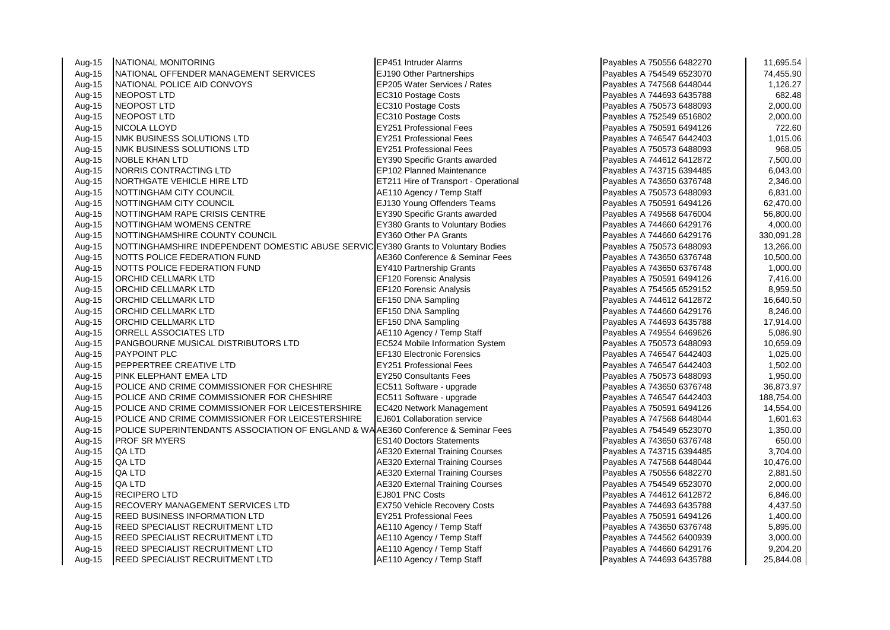| | | | | |
|---|---|---|---|---|
| Aug-15 | NATIONAL MONITORING | EP451 Intruder Alarms | Payables A 750556 6482270 | 11,695.54 |
| Aug-15 | NATIONAL OFFENDER MANAGEMENT SERVICES | EJ190 Other Partnerships | Payables A 754549 6523070 | 74,455.90 |
| Aug-15 | NATIONAL POLICE AID CONVOYS | EP205 Water Services / Rates | Payables A 747568 6448044 | 1,126.27 |
| Aug-15 | NEOPOST LTD | EC310 Postage Costs | Payables A 744693 6435788 | 682.48 |
| Aug-15 | NEOPOST LTD | EC310 Postage Costs | Payables A 750573 6488093 | 2,000.00 |
| Aug-15 | NEOPOST LTD | EC310 Postage Costs | Payables A 752549 6516802 | 2,000.00 |
| Aug-15 | NICOLA LLOYD | EY251 Professional Fees | Payables A 750591 6494126 | 722.60 |
| Aug-15 | NMK BUSINESS SOLUTIONS LTD | EY251 Professional Fees | Payables A 746547 6442403 | 1,015.06 |
| Aug-15 | NMK BUSINESS SOLUTIONS LTD | EY251 Professional Fees | Payables A 750573 6488093 | 968.05 |
| Aug-15 | NOBLE KHAN LTD | EY390 Specific Grants awarded | Payables A 744612 6412872 | 7,500.00 |
| Aug-15 | NORRIS CONTRACTING LTD | EP102 Planned Maintenance | Payables A 743715 6394485 | 6,043.00 |
| Aug-15 | NORTHGATE VEHICLE HIRE LTD | ET211 Hire of Transport - Operational | Payables A 743650 6376748 | 2,346.00 |
| Aug-15 | NOTTINGHAM CITY COUNCIL | AE110 Agency / Temp Staff | Payables A 750573 6488093 | 6,831.00 |
| Aug-15 | NOTTINGHAM CITY COUNCIL | EJ130 Young Offenders Teams | Payables A 750591 6494126 | 62,470.00 |
| Aug-15 | NOTTINGHAM RAPE CRISIS CENTRE | EY390 Specific Grants awarded | Payables A 749568 6476004 | 56,800.00 |
| Aug-15 | NOTTINGHAM WOMENS CENTRE | EY380 Grants to Voluntary Bodies | Payables A 744660 6429176 | 4,000.00 |
| Aug-15 | NOTTINGHAMSHIRE COUNTY COUNCIL | EY360 Other PA Grants | Payables A 744660 6429176 | 330,091.28 |
| Aug-15 | NOTTINGHAMSHIRE INDEPENDENT DOMESTIC ABUSE SERVIC | EY380 Grants to Voluntary Bodies | Payables A 750573 6488093 | 13,266.00 |
| Aug-15 | NOTTS POLICE FEDERATION FUND | AE360 Conference & Seminar Fees | Payables A 743650 6376748 | 10,500.00 |
| Aug-15 | NOTTS POLICE FEDERATION FUND | EY410 Partnership Grants | Payables A 743650 6376748 | 1,000.00 |
| Aug-15 | ORCHID CELLMARK LTD | EF120 Forensic Analysis | Payables A 750591 6494126 | 7,416.00 |
| Aug-15 | ORCHID CELLMARK LTD | EF120 Forensic Analysis | Payables A 754565 6529152 | 8,959.50 |
| Aug-15 | ORCHID CELLMARK LTD | EF150 DNA Sampling | Payables A 744612 6412872 | 16,640.50 |
| Aug-15 | ORCHID CELLMARK LTD | EF150 DNA Sampling | Payables A 744660 6429176 | 8,246.00 |
| Aug-15 | ORCHID CELLMARK LTD | EF150 DNA Sampling | Payables A 744693 6435788 | 17,914.00 |
| Aug-15 | ORRELL ASSOCIATES LTD | AE110 Agency / Temp Staff | Payables A 749554 6469626 | 5,086.90 |
| Aug-15 | PANGBOURNE MUSICAL DISTRIBUTORS LTD | EC524 Mobile Information System | Payables A 750573 6488093 | 10,659.09 |
| Aug-15 | PAYPOINT PLC | EF130 Electronic Forensics | Payables A 746547 6442403 | 1,025.00 |
| Aug-15 | PEPPERTREE CREATIVE LTD | EY251 Professional Fees | Payables A 746547 6442403 | 1,502.00 |
| Aug-15 | PINK ELEPHANT EMEA LTD | EY250 Consultants Fees | Payables A 750573 6488093 | 1,950.00 |
| Aug-15 | POLICE AND CRIME COMMISSIONER FOR CHESHIRE | EC511 Software - upgrade | Payables A 743650 6376748 | 36,873.97 |
| Aug-15 | POLICE AND CRIME COMMISSIONER FOR CHESHIRE | EC511 Software - upgrade | Payables A 746547 6442403 | 188,754.00 |
| Aug-15 | POLICE AND CRIME COMMISSIONER FOR LEICESTERSHIRE | EC420 Network Management | Payables A 750591 6494126 | 14,554.00 |
| Aug-15 | POLICE AND CRIME COMMISSIONER FOR LEICESTERSHIRE | EJ601 Collaboration service | Payables A 747568 6448044 | 1,601.63 |
| Aug-15 | POLICE SUPERINTENDANTS ASSOCIATION OF ENGLAND & WA | AE360 Conference & Seminar Fees | Payables A 754549 6523070 | 1,350.00 |
| Aug-15 | PROF SR MYERS | ES140 Doctors Statements | Payables A 743650 6376748 | 650.00 |
| Aug-15 | QA LTD | AE320 External Training Courses | Payables A 743715 6394485 | 3,704.00 |
| Aug-15 | QA LTD | AE320 External Training Courses | Payables A 747568 6448044 | 10,476.00 |
| Aug-15 | QA LTD | AE320 External Training Courses | Payables A 750556 6482270 | 2,881.50 |
| Aug-15 | QA LTD | AE320 External Training Courses | Payables A 754549 6523070 | 2,000.00 |
| Aug-15 | RECIPERO LTD | EJ801 PNC Costs | Payables A 744612 6412872 | 6,846.00 |
| Aug-15 | RECOVERY MANAGEMENT SERVICES LTD | EX750 Vehicle Recovery Costs | Payables A 744693 6435788 | 4,437.50 |
| Aug-15 | REED BUSINESS INFORMATION LTD | EY251 Professional Fees | Payables A 750591 6494126 | 1,400.00 |
| Aug-15 | REED SPECIALIST RECRUITMENT LTD | AE110 Agency / Temp Staff | Payables A 743650 6376748 | 5,895.00 |
| Aug-15 | REED SPECIALIST RECRUITMENT LTD | AE110 Agency / Temp Staff | Payables A 744562 6400939 | 3,000.00 |
| Aug-15 | REED SPECIALIST RECRUITMENT LTD | AE110 Agency / Temp Staff | Payables A 744660 6429176 | 9,204.20 |
| Aug-15 | REED SPECIALIST RECRUITMENT LTD | AE110 Agency / Temp Staff | Payables A 744693 6435788 | 25,844.08 |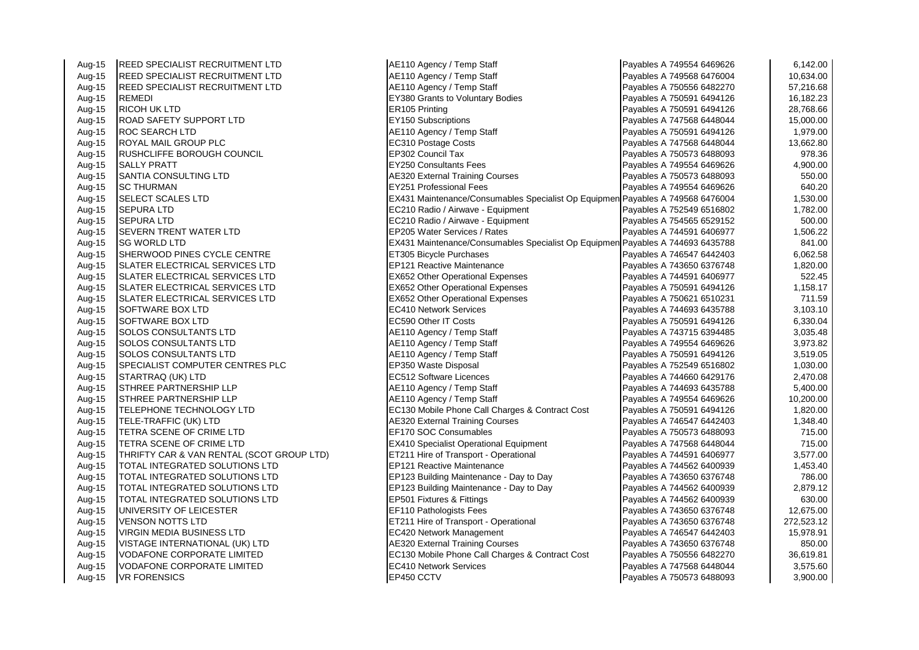| | | | | |
|---|---|---|---|---|
| Aug-15 | REED SPECIALIST RECRUITMENT LTD | AE110 Agency / Temp Staff | Payables A 749554 6469626 | 6,142.00 |
| Aug-15 | REED SPECIALIST RECRUITMENT LTD | AE110 Agency / Temp Staff | Payables A 749568 6476004 | 10,634.00 |
| Aug-15 | REED SPECIALIST RECRUITMENT LTD | AE110 Agency / Temp Staff | Payables A 750556 6482270 | 57,216.68 |
| Aug-15 | REMEDI | EY380 Grants to Voluntary Bodies | Payables A 750591 6494126 | 16,182.23 |
| Aug-15 | RICOH UK LTD | ER105 Printing | Payables A 750591 6494126 | 28,768.66 |
| Aug-15 | ROAD SAFETY SUPPORT LTD | EY150 Subscriptions | Payables A 747568 6448044 | 15,000.00 |
| Aug-15 | ROC SEARCH LTD | AE110 Agency / Temp Staff | Payables A 750591 6494126 | 1,979.00 |
| Aug-15 | ROYAL MAIL GROUP PLC | EC310 Postage Costs | Payables A 747568 6448044 | 13,662.80 |
| Aug-15 | RUSHCLIFFE BOROUGH COUNCIL | EP302 Council Tax | Payables A 750573 6488093 | 978.36 |
| Aug-15 | SALLY PRATT | EY250 Consultants Fees | Payables A 749554 6469626 | 4,900.00 |
| Aug-15 | SANTIA CONSULTING LTD | AE320 External Training Courses | Payables A 750573 6488093 | 550.00 |
| Aug-15 | SC THURMAN | EY251 Professional Fees | Payables A 749554 6469626 | 640.20 |
| Aug-15 | SELECT SCALES LTD | EX431 Maintenance/Consumables Specialist Op Equipmen | Payables A 749568 6476004 | 1,530.00 |
| Aug-15 | SEPURA LTD | EC210 Radio / Airwave - Equipment | Payables A 752549 6516802 | 1,782.00 |
| Aug-15 | SEPURA LTD | EC210 Radio / Airwave - Equipment | Payables A 754565 6529152 | 500.00 |
| Aug-15 | SEVERN TRENT WATER LTD | EP205 Water Services / Rates | Payables A 744591 6406977 | 1,506.22 |
| Aug-15 | SG WORLD LTD | EX431 Maintenance/Consumables Specialist Op Equipmen | Payables A 744693 6435788 | 841.00 |
| Aug-15 | SHERWOOD PINES CYCLE CENTRE | ET305 Bicycle Purchases | Payables A 746547 6442403 | 6,062.58 |
| Aug-15 | SLATER ELECTRICAL SERVICES LTD | EP121 Reactive Maintenance | Payables A 743650 6376748 | 1,820.00 |
| Aug-15 | SLATER ELECTRICAL SERVICES LTD | EX652 Other Operational Expenses | Payables A 744591 6406977 | 522.45 |
| Aug-15 | SLATER ELECTRICAL SERVICES LTD | EX652 Other Operational Expenses | Payables A 750591 6494126 | 1,158.17 |
| Aug-15 | SLATER ELECTRICAL SERVICES LTD | EX652 Other Operational Expenses | Payables A 750621 6510231 | 711.59 |
| Aug-15 | SOFTWARE BOX LTD | EC410 Network Services | Payables A 744693 6435788 | 3,103.10 |
| Aug-15 | SOFTWARE BOX LTD | EC590 Other IT Costs | Payables A 750591 6494126 | 6,330.04 |
| Aug-15 | SOLOS CONSULTANTS LTD | AE110 Agency / Temp Staff | Payables A 743715 6394485 | 3,035.48 |
| Aug-15 | SOLOS CONSULTANTS LTD | AE110 Agency / Temp Staff | Payables A 749554 6469626 | 3,973.82 |
| Aug-15 | SOLOS CONSULTANTS LTD | AE110 Agency / Temp Staff | Payables A 750591 6494126 | 3,519.05 |
| Aug-15 | SPECIALIST COMPUTER CENTRES PLC | EP350 Waste Disposal | Payables A 752549 6516802 | 1,030.00 |
| Aug-15 | STARTRAQ (UK) LTD | EC512 Software Licences | Payables A 744660 6429176 | 2,470.08 |
| Aug-15 | STHREE PARTNERSHIP LLP | AE110 Agency / Temp Staff | Payables A 744693 6435788 | 5,400.00 |
| Aug-15 | STHREE PARTNERSHIP LLP | AE110 Agency / Temp Staff | Payables A 749554 6469626 | 10,200.00 |
| Aug-15 | TELEPHONE TECHNOLOGY LTD | EC130 Mobile Phone Call Charges & Contract Cost | Payables A 750591 6494126 | 1,820.00 |
| Aug-15 | TELE-TRAFFIC (UK) LTD | AE320 External Training Courses | Payables A 746547 6442403 | 1,348.40 |
| Aug-15 | TETRA SCENE OF CRIME LTD | EF170 SOC Consumables | Payables A 750573 6488093 | 715.00 |
| Aug-15 | TETRA SCENE OF CRIME LTD | EX410 Specialist Operational Equipment | Payables A 747568 6448044 | 715.00 |
| Aug-15 | THRIFTY CAR & VAN RENTAL (SCOT GROUP LTD) | ET211 Hire of Transport - Operational | Payables A 744591 6406977 | 3,577.00 |
| Aug-15 | TOTAL INTEGRATED SOLUTIONS LTD | EP121 Reactive Maintenance | Payables A 744562 6400939 | 1,453.40 |
| Aug-15 | TOTAL INTEGRATED SOLUTIONS LTD | EP123 Building Maintenance - Day to Day | Payables A 743650 6376748 | 786.00 |
| Aug-15 | TOTAL INTEGRATED SOLUTIONS LTD | EP123 Building Maintenance - Day to Day | Payables A 744562 6400939 | 2,879.12 |
| Aug-15 | TOTAL INTEGRATED SOLUTIONS LTD | EP501 Fixtures & Fittings | Payables A 744562 6400939 | 630.00 |
| Aug-15 | UNIVERSITY OF LEICESTER | EF110 Pathologists Fees | Payables A 743650 6376748 | 12,675.00 |
| Aug-15 | VENSON NOTTS LTD | ET211 Hire of Transport - Operational | Payables A 743650 6376748 | 272,523.12 |
| Aug-15 | VIRGIN MEDIA BUSINESS LTD | EC420 Network Management | Payables A 746547 6442403 | 15,978.91 |
| Aug-15 | VISTAGE INTERNATIONAL (UK) LTD | AE320 External Training Courses | Payables A 743650 6376748 | 850.00 |
| Aug-15 | VODAFONE CORPORATE LIMITED | EC130 Mobile Phone Call Charges & Contract Cost | Payables A 750556 6482270 | 36,619.81 |
| Aug-15 | VODAFONE CORPORATE LIMITED | EC410 Network Services | Payables A 747568 6448044 | 3,575.60 |
| Aug-15 | VR FORENSICS | EP450 CCTV | Payables A 750573 6488093 | 3,900.00 |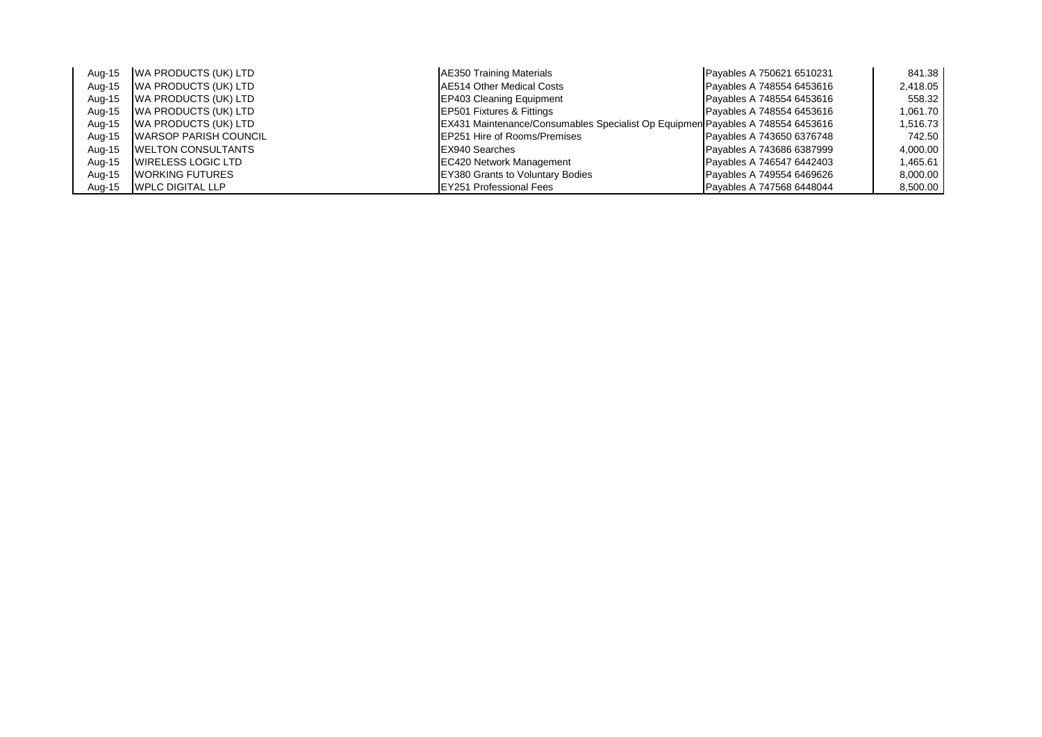| | | | | |
|---|---|---|---|---|
| Aug-15 | WA PRODUCTS (UK) LTD | AE350 Training Materials | Payables A 750621 6510231 | 841.38 |
| Aug-15 | WA PRODUCTS (UK) LTD | AE514 Other Medical Costs | Payables A 748554 6453616 | 2,418.05 |
| Aug-15 | WA PRODUCTS (UK) LTD | EP403 Cleaning Equipment | Payables A 748554 6453616 | 558.32 |
| Aug-15 | WA PRODUCTS (UK) LTD | EP501 Fixtures & Fittings | Payables A 748554 6453616 | 1,061.70 |
| Aug-15 | WA PRODUCTS (UK) LTD | EX431 Maintenance/Consumables Specialist Op Equipmen | Payables A 748554 6453616 | 1,516.73 |
| Aug-15 | WARSOP PARISH COUNCIL | EP251 Hire of Rooms/Premises | Payables A 743650 6376748 | 742.50 |
| Aug-15 | WELTON CONSULTANTS | EX940 Searches | Payables A 743686 6387999 | 4,000.00 |
| Aug-15 | WIRELESS LOGIC LTD | EC420 Network Management | Payables A 746547 6442403 | 1,465.61 |
| Aug-15 | WORKING FUTURES | EY380 Grants to Voluntary Bodies | Payables A 749554 6469626 | 8,000.00 |
| Aug-15 | WPLC DIGITAL LLP | EY251 Professional Fees | Payables A 747568 6448044 | 8,500.00 |